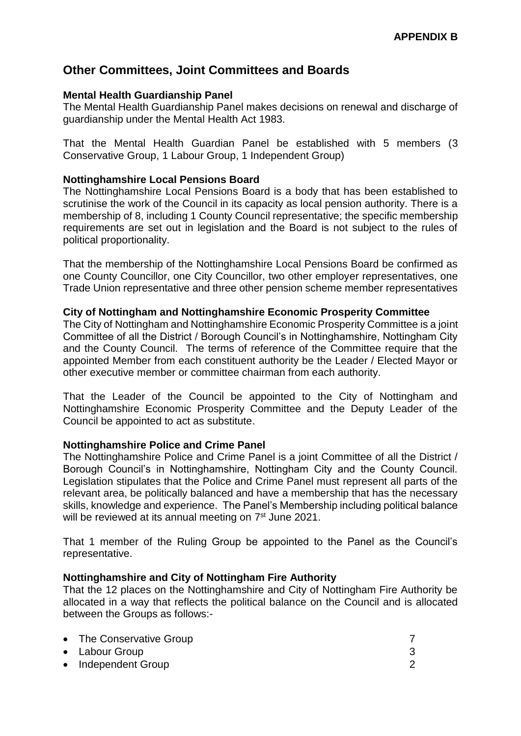**APPENDIX B**

## Other Committees, Joint Committees and Boards

### Mental Health Guardianship Panel

The Mental Health Guardianship Panel makes decisions on renewal and discharge of guardianship under the Mental Health Act 1983.

That the Mental Health Guardian Panel be established with 5 members (3 Conservative Group, 1 Labour Group, 1 Independent Group)

### Nottinghamshire Local Pensions Board

The Nottinghamshire Local Pensions Board is a body that has been established to scrutinise the work of the Council in its capacity as local pension authority. There is a membership of 8, including 1 County Council representative; the specific membership requirements are set out in legislation and the Board is not subject to the rules of political proportionality.

That the membership of the Nottinghamshire Local Pensions Board be confirmed as one County Councillor, one City Councillor, two other employer representatives, one Trade Union representative and three other pension scheme member representatives

### City of Nottingham and Nottinghamshire Economic Prosperity Committee

The City of Nottingham and Nottinghamshire Economic Prosperity Committee is a joint Committee of all the District / Borough Council's in Nottinghamshire, Nottingham City and the County Council. The terms of reference of the Committee require that the appointed Member from each constituent authority be the Leader / Elected Mayor or other executive member or committee chairman from each authority.

That the Leader of the Council be appointed to the City of Nottingham and Nottinghamshire Economic Prosperity Committee and the Deputy Leader of the Council be appointed to act as substitute.

### Nottinghamshire Police and Crime Panel

The Nottinghamshire Police and Crime Panel is a joint Committee of all the District / Borough Council's in Nottinghamshire, Nottingham City and the County Council. Legislation stipulates that the Police and Crime Panel must represent all parts of the relevant area, be politically balanced and have a membership that has the necessary skills, knowledge and experience. The Panel's Membership including political balance will be reviewed at its annual meeting on 7th June 2021.

That 1 member of the Ruling Group be appointed to the Panel as the Council's representative.

### Nottinghamshire and City of Nottingham Fire Authority

That the 12 places on the Nottinghamshire and City of Nottingham Fire Authority be allocated in a way that reflects the political balance on the Council and is allocated between the Groups as follows:-

- The Conservative Group 7
- Labour Group 3
- Independent Group 2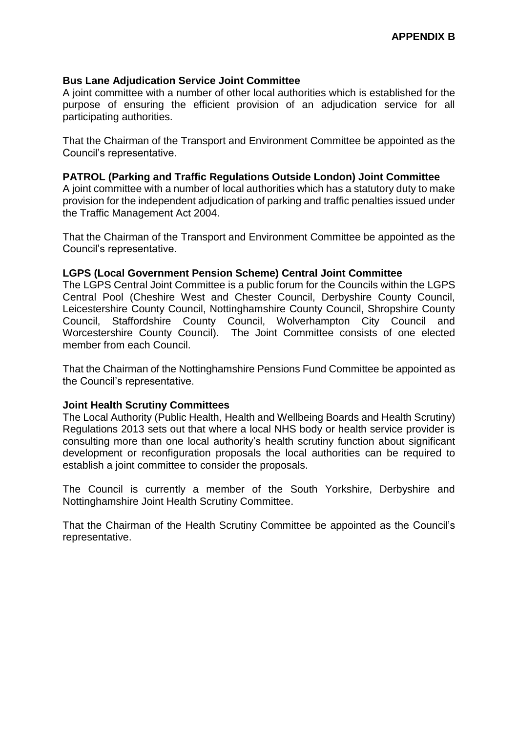**APPENDIX B**

**Bus Lane Adjudication Service Joint Committee**
A joint committee with a number of other local authorities which is established for the purpose of ensuring the efficient provision of an adjudication service for all participating authorities.

That the Chairman of the Transport and Environment Committee be appointed as the Council's representative.

**PATROL (Parking and Traffic Regulations Outside London) Joint Committee**
A joint committee with a number of local authorities which has a statutory duty to make provision for the independent adjudication of parking and traffic penalties issued under the Traffic Management Act 2004.

That the Chairman of the Transport and Environment Committee be appointed as the Council's representative.

**LGPS (Local Government Pension Scheme) Central Joint Committee**
The LGPS Central Joint Committee is a public forum for the Councils within the LGPS Central Pool (Cheshire West and Chester Council, Derbyshire County Council, Leicestershire County Council, Nottinghamshire County Council, Shropshire County Council, Staffordshire County Council, Wolverhampton City Council and Worcestershire County Council). The Joint Committee consists of one elected member from each Council.

That the Chairman of the Nottinghamshire Pensions Fund Committee be appointed as the Council's representative.

**Joint Health Scrutiny Committees**
The Local Authority (Public Health, Health and Wellbeing Boards and Health Scrutiny) Regulations 2013 sets out that where a local NHS body or health service provider is consulting more than one local authority's health scrutiny function about significant development or reconfiguration proposals the local authorities can be required to establish a joint committee to consider the proposals.

The Council is currently a member of the South Yorkshire, Derbyshire and Nottinghamshire Joint Health Scrutiny Committee.

That the Chairman of the Health Scrutiny Committee be appointed as the Council's representative.